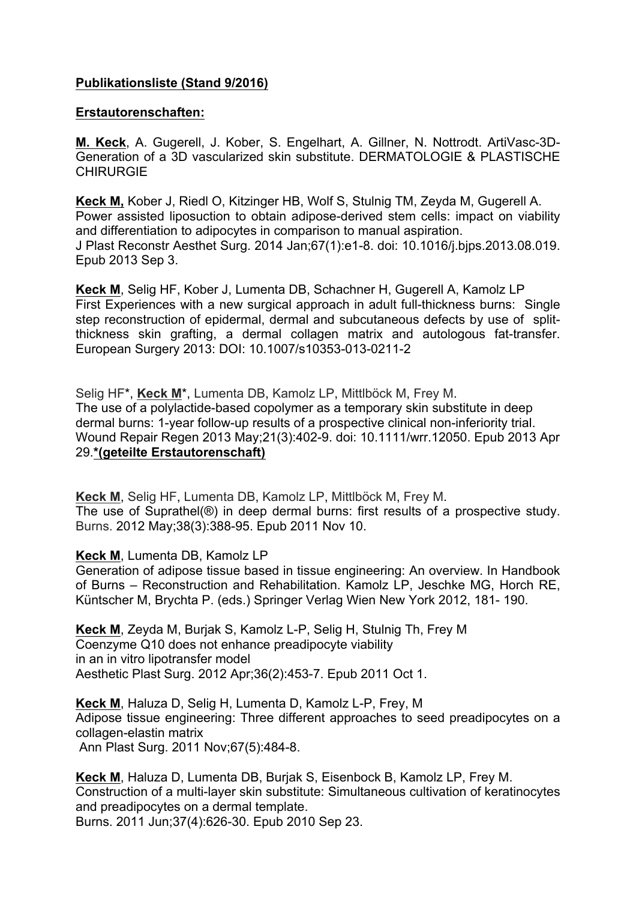**Publikationsliste (Stand 9/2016)**

**Erstautorenschaften:**

**M. Keck**, A. Gugerell, J. Kober, S. Engelhart, A. Gillner, N. Nottrodt. ArtiVasc-3D-Generation of a 3D vascularized skin substitute. DERMATOLOGIE & PLASTISCHE CHIRURGIE

**Keck M,** Kober J, Riedl O, Kitzinger HB, Wolf S, Stulnig TM, Zeyda M, Gugerell A. Power assisted liposuction to obtain adipose-derived stem cells: impact on viability and differentiation to adipocytes in comparison to manual aspiration. J Plast Reconstr Aesthet Surg. 2014 Jan;67(1):e1-8. doi: 10.1016/j.bjps.2013.08.019. Epub 2013 Sep 3.

**Keck M**, Selig HF, Kober J, Lumenta DB, Schachner H, Gugerell A, Kamolz LP First Experiences with a new surgical approach in adult full-thickness burns: Single step reconstruction of epidermal, dermal and subcutaneous defects by use of split-thickness skin grafting, a dermal collagen matrix and autologous fat-transfer. European Surgery 2013: DOI: 10.1007/s10353-013-0211-2

Selig HF*, **Keck M***, Lumenta DB, Kamolz LP, Mittlböck M, Frey M. The use of a polylactide-based copolymer as a temporary skin substitute in deep dermal burns: 1-year follow-up results of a prospective clinical non-inferiority trial. Wound Repair Regen 2013 May;21(3):402-9. doi: 10.1111/wrr.12050. Epub 2013 Apr 29.**\*(geteilte Erstautorenschaft)**

**Keck M**, Selig HF, Lumenta DB, Kamolz LP, Mittlböck M, Frey M. The use of Suprathel(®) in deep dermal burns: first results of a prospective study. Burns. 2012 May;38(3):388-95. Epub 2011 Nov 10.

**Keck M**, Lumenta DB, Kamolz LP Generation of adipose tissue based in tissue engineering: An overview. In Handbook of Burns – Reconstruction and Rehabilitation. Kamolz LP, Jeschke MG, Horch RE, Küntscher M, Brychta P. (eds.) Springer Verlag Wien New York 2012, 181- 190.

**Keck M**, Zeyda M, Burjak S, Kamolz L-P, Selig H, Stulnig Th, Frey M Coenzyme Q10 does not enhance preadipocyte viability in an in vitro lipotransfer model Aesthetic Plast Surg. 2012 Apr;36(2):453-7. Epub 2011 Oct 1.

**Keck M**, Haluza D, Selig H, Lumenta D, Kamolz L-P, Frey, M Adipose tissue engineering: Three different approaches to seed preadipocytes on a collagen-elastin matrix Ann Plast Surg. 2011 Nov;67(5):484-8.

**Keck M**, Haluza D, Lumenta DB, Burjak S, Eisenbock B, Kamolz LP, Frey M. Construction of a multi-layer skin substitute: Simultaneous cultivation of keratinocytes and preadipocytes on a dermal template. Burns. 2011 Jun;37(4):626-30. Epub 2010 Sep 23.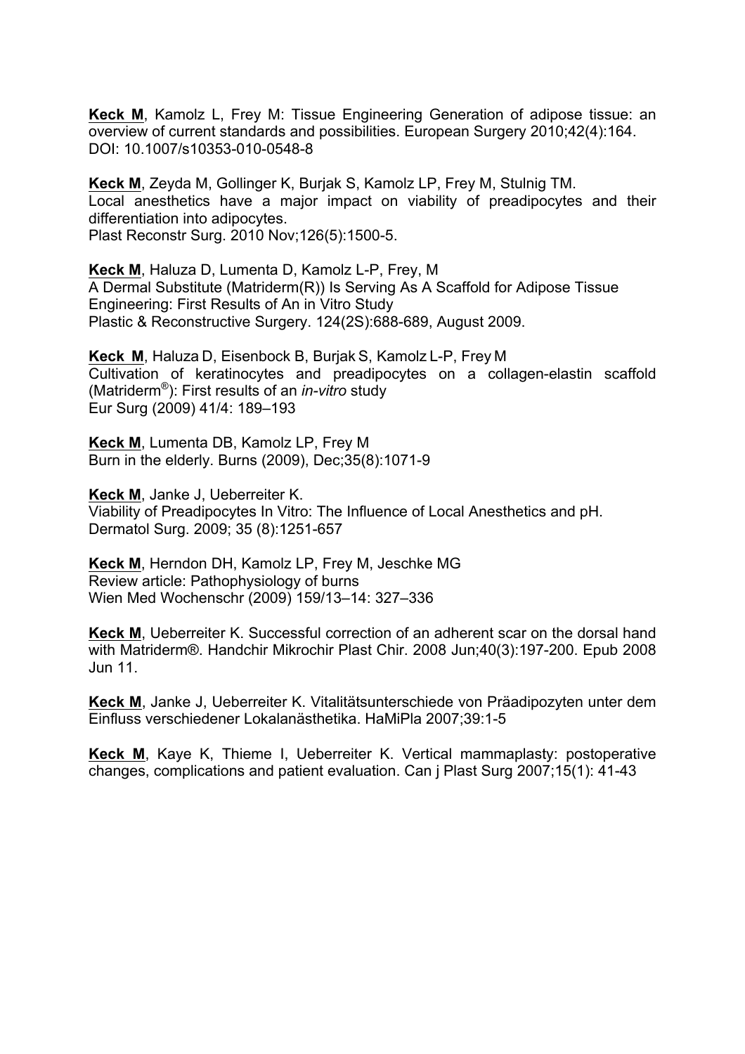**Keck M**, Kamolz L, Frey M: Tissue Engineering Generation of adipose tissue: an overview of current standards and possibilities. European Surgery 2010;42(4):164. DOI: 10.1007/s10353-010-0548-8

**Keck M**, Zeyda M, Gollinger K, Burjak S, Kamolz LP, Frey M, Stulnig TM. Local anesthetics have a major impact on viability of preadipocytes and their differentiation into adipocytes. Plast Reconstr Surg. 2010 Nov;126(5):1500-5.

**Keck M**, Haluza D, Lumenta D, Kamolz L-P, Frey, M A Dermal Substitute (Matriderm(R)) Is Serving As A Scaffold for Adipose Tissue Engineering: First Results of An in Vitro Study Plastic & Reconstructive Surgery. 124(2S):688-689, August 2009.

**Keck M**, Haluza D, Eisenbock B, Burjak S, Kamolz L-P, Frey M Cultivation of keratinocytes and preadipocytes on a collagen-elastin scaffold (Matriderm®): First results of an *in-vitro* study Eur Surg (2009) 41/4: 189–193

**Keck M**, Lumenta DB, Kamolz LP, Frey M Burn in the elderly. Burns (2009), Dec;35(8):1071-9

**Keck M**, Janke J, Ueberreiter K. Viability of Preadipocytes In Vitro: The Influence of Local Anesthetics and pH. Dermatol Surg. 2009; 35 (8):1251-657

**Keck M**, Herndon DH, Kamolz LP, Frey M, Jeschke MG Review article: Pathophysiology of burns Wien Med Wochenschr (2009) 159/13–14: 327–336

**Keck M**, Ueberreiter K. Successful correction of an adherent scar on the dorsal hand with Matriderm®. Handchir Mikrochir Plast Chir. 2008 Jun;40(3):197-200. Epub 2008 Jun 11.

**Keck M**, Janke J, Ueberreiter K. Vitalitätsunterschiede von Präadipozyten unter dem Einfluss verschiedener Lokalanästhetika. HaMiPla 2007;39:1-5

**Keck M**, Kaye K, Thieme I, Ueberreiter K. Vertical mammaplasty: postoperative changes, complications and patient evaluation. Can j Plast Surg 2007;15(1): 41-43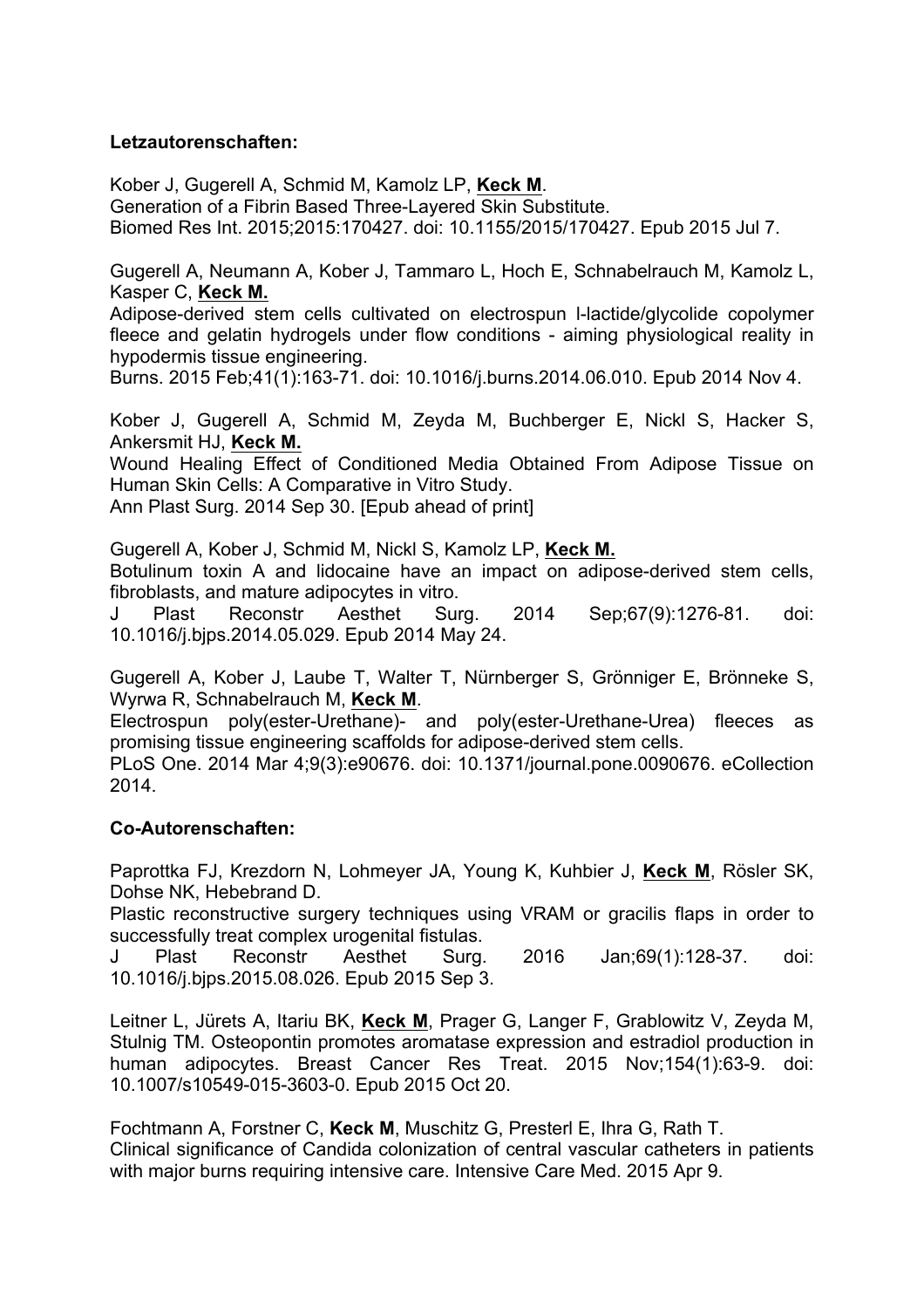**Letzautorenschaften:**

Kober J, Gugerell A, Schmid M, Kamolz LP, **Keck M**.
Generation of a Fibrin Based Three-Layered Skin Substitute.
Biomed Res Int. 2015;2015:170427. doi: 10.1155/2015/170427. Epub 2015 Jul 7.

Gugerell A, Neumann A, Kober J, Tammaro L, Hoch E, Schnabelrauch M, Kamolz L, Kasper C, **Keck M.**
Adipose-derived stem cells cultivated on electrospun l-lactide/glycolide copolymer fleece and gelatin hydrogels under flow conditions - aiming physiological reality in hypodermis tissue engineering.
Burns. 2015 Feb;41(1):163-71. doi: 10.1016/j.burns.2014.06.010. Epub 2014 Nov 4.

Kober J, Gugerell A, Schmid M, Zeyda M, Buchberger E, Nickl S, Hacker S, Ankersmit HJ, **Keck M.**
Wound Healing Effect of Conditioned Media Obtained From Adipose Tissue on Human Skin Cells: A Comparative in Vitro Study.
Ann Plast Surg. 2014 Sep 30. [Epub ahead of print]

Gugerell A, Kober J, Schmid M, Nickl S, Kamolz LP, **Keck M.**
Botulinum toxin A and lidocaine have an impact on adipose-derived stem cells, fibroblasts, and mature adipocytes in vitro.
J Plast Reconstr Aesthet Surg. 2014 Sep;67(9):1276-81. doi: 10.1016/j.bjps.2014.05.029. Epub 2014 May 24.

Gugerell A, Kober J, Laube T, Walter T, Nürnberger S, Grönniger E, Brönneke S, Wyrwa R, Schnabelrauch M, **Keck M**.
Electrospun poly(ester-Urethane)- and poly(ester-Urethane-Urea) fleeces as promising tissue engineering scaffolds for adipose-derived stem cells.
PLoS One. 2014 Mar 4;9(3):e90676. doi: 10.1371/journal.pone.0090676. eCollection 2014.

**Co-Autorenschaften:**

Paprottka FJ, Krezdorn N, Lohmeyer JA, Young K, Kuhbier J, **Keck M**, Rösler SK, Dohse NK, Hebebrand D.
Plastic reconstructive surgery techniques using VRAM or gracilis flaps in order to successfully treat complex urogenital fistulas.
J Plast Reconstr Aesthet Surg. 2016 Jan;69(1):128-37. doi: 10.1016/j.bjps.2015.08.026. Epub 2015 Sep 3.

Leitner L, Jürets A, Itariu BK, **Keck M**, Prager G, Langer F, Grablowitz V, Zeyda M, Stulnig TM. Osteopontin promotes aromatase expression and estradiol production in human adipocytes. Breast Cancer Res Treat. 2015 Nov;154(1):63-9. doi: 10.1007/s10549-015-3603-0. Epub 2015 Oct 20.

Fochtmann A, Forstner C, **Keck M**, Muschitz G, Presterl E, Ihra G, Rath T.
Clinical significance of Candida colonization of central vascular catheters in patients with major burns requiring intensive care. Intensive Care Med. 2015 Apr 9.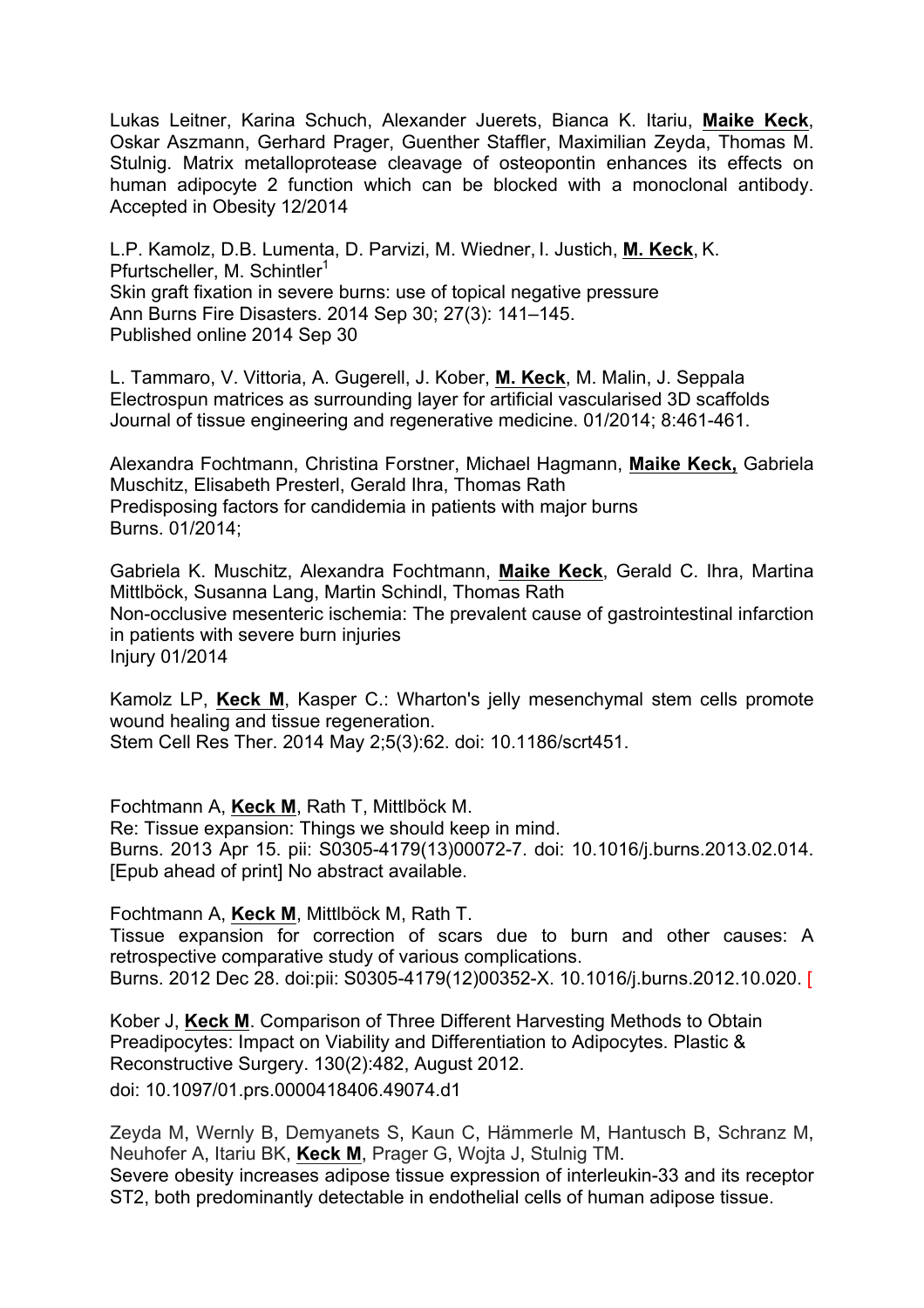Lukas Leitner, Karina Schuch, Alexander Juerets, Bianca K. Itariu, **Maike Keck**, Oskar Aszmann, Gerhard Prager, Guenther Staffler, Maximilian Zeyda, Thomas M. Stulnig. Matrix metalloprotease cleavage of osteopontin enhances its effects on human adipocyte 2 function which can be blocked with a monoclonal antibody. Accepted in Obesity 12/2014

L.P. Kamolz, D.B. Lumenta, D. Parvizi, M. Wiedner, I. Justich, **M. Keck**, K. Pfurtscheller, M. Schintler[1]
Skin graft fixation in severe burns: use of topical negative pressure
Ann Burns Fire Disasters. 2014 Sep 30; 27(3): 141–145.
Published online 2014 Sep 30

L. Tammaro, V. Vittoria, A. Gugerell, J. Kober, **M. Keck**, M. Malin, J. Seppala
Electrospun matrices as surrounding layer for artificial vascularised 3D scaffolds
Journal of tissue engineering and regenerative medicine. 01/2014; 8:461-461.

Alexandra Fochtmann, Christina Forstner, Michael Hagmann, **Maike Keck,** Gabriela Muschitz, Elisabeth Presterl, Gerald Ihra, Thomas Rath
Predisposing factors for candidemia in patients with major burns
Burns. 01/2014;

Gabriela K. Muschitz, Alexandra Fochtmann, **Maike Keck**, Gerald C. Ihra, Martina Mittlböck, Susanna Lang, Martin Schindl, Thomas Rath
Non-occlusive mesenteric ischemia: The prevalent cause of gastrointestinal infarction in patients with severe burn injuries
Injury 01/2014

Kamolz LP, **Keck M**, Kasper C.: Wharton's jelly mesenchymal stem cells promote wound healing and tissue regeneration.
Stem Cell Res Ther. 2014 May 2;5(3):62. doi: 10.1186/scrt451.

Fochtmann A, **Keck M**, Rath T, Mittlböck M.
Re: Tissue expansion: Things we should keep in mind.
Burns. 2013 Apr 15. pii: S0305-4179(13)00072-7. doi: 10.1016/j.burns.2013.02.014. [Epub ahead of print] No abstract available.

Fochtmann A, **Keck M**, Mittlböck M, Rath T.
Tissue expansion for correction of scars due to burn and other causes: A retrospective comparative study of various complications.
Burns. 2012 Dec 28. doi:pii: S0305-4179(12)00352-X. 10.1016/j.burns.2012.10.020. [

Kober J, **Keck M**. Comparison of Three Different Harvesting Methods to Obtain Preadipocytes: Impact on Viability and Differentiation to Adipocytes. Plastic & Reconstructive Surgery. 130(2):482, August 2012.
doi: 10.1097/01.prs.0000418406.49074.d1

Zeyda M, Wernly B, Demyanets S, Kaun C, Hämmerle M, Hantusch B, Schranz M, Neuhofer A, Itariu BK, **Keck M**, Prager G, Wojta J, Stulnig TM.
Severe obesity increases adipose tissue expression of interleukin-33 and its receptor ST2, both predominantly detectable in endothelial cells of human adipose tissue.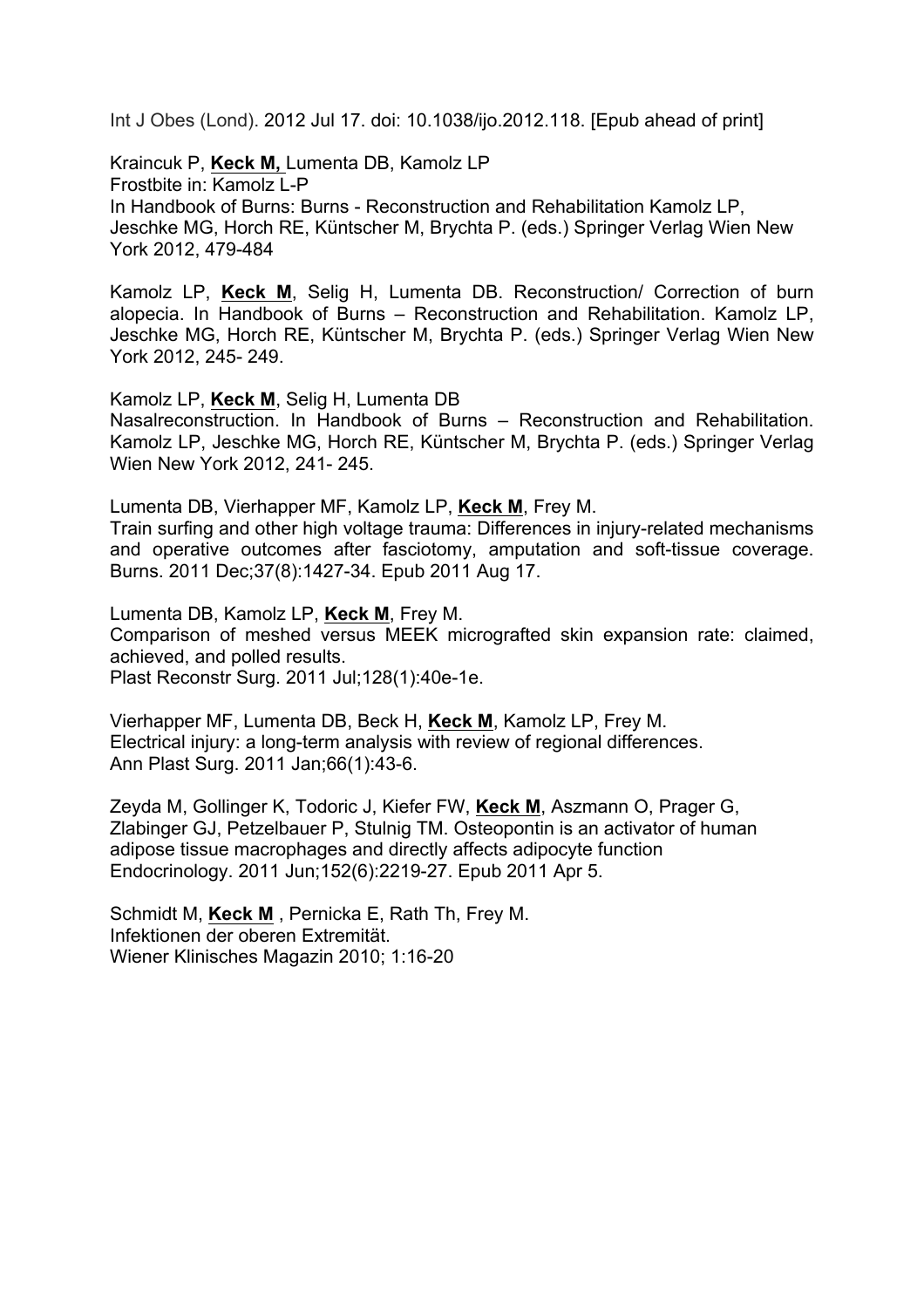Int J Obes (Lond). 2012 Jul 17. doi: 10.1038/ijo.2012.118. [Epub ahead of print]

Kraincuk P, **Keck M,** Lumenta DB, Kamolz LP
Frostbite in: Kamolz L-P
In Handbook of Burns: Burns - Reconstruction and Rehabilitation Kamolz LP, Jeschke MG, Horch RE, Küntscher M, Brychta P. (eds.) Springer Verlag Wien New York 2012, 479-484

Kamolz LP, **Keck M**, Selig H, Lumenta DB. Reconstruction/ Correction of burn alopecia. In Handbook of Burns – Reconstruction and Rehabilitation. Kamolz LP, Jeschke MG, Horch RE, Küntscher M, Brychta P. (eds.) Springer Verlag Wien New York 2012, 245- 249.

Kamolz LP, **Keck M**, Selig H, Lumenta DB
Nasalreconstruction. In Handbook of Burns – Reconstruction and Rehabilitation. Kamolz LP, Jeschke MG, Horch RE, Küntscher M, Brychta P. (eds.) Springer Verlag Wien New York 2012, 241- 245.

Lumenta DB, Vierhapper MF, Kamolz LP, **Keck M**, Frey M.
Train surfing and other high voltage trauma: Differences in injury-related mechanisms and operative outcomes after fasciotomy, amputation and soft-tissue coverage. Burns. 2011 Dec;37(8):1427-34. Epub 2011 Aug 17.

Lumenta DB, Kamolz LP, **Keck M**, Frey M.
Comparison of meshed versus MEEK micrografted skin expansion rate: claimed, achieved, and polled results.
Plast Reconstr Surg. 2011 Jul;128(1):40e-1e.

Vierhapper MF, Lumenta DB, Beck H, **Keck M**, Kamolz LP, Frey M.
Electrical injury: a long-term analysis with review of regional differences.
Ann Plast Surg. 2011 Jan;66(1):43-6.

Zeyda M, Gollinger K, Todoric J, Kiefer FW, **Keck M**, Aszmann O, Prager G, Zlabinger GJ, Petzelbauer P, Stulnig TM. Osteopontin is an activator of human adipose tissue macrophages and directly affects adipocyte function
Endocrinology. 2011 Jun;152(6):2219-27. Epub 2011 Apr 5.

Schmidt M, **Keck M** , Pernicka E, Rath Th, Frey M.
Infektionen der oberen Extremität.
Wiener Klinisches Magazin 2010; 1:16-20